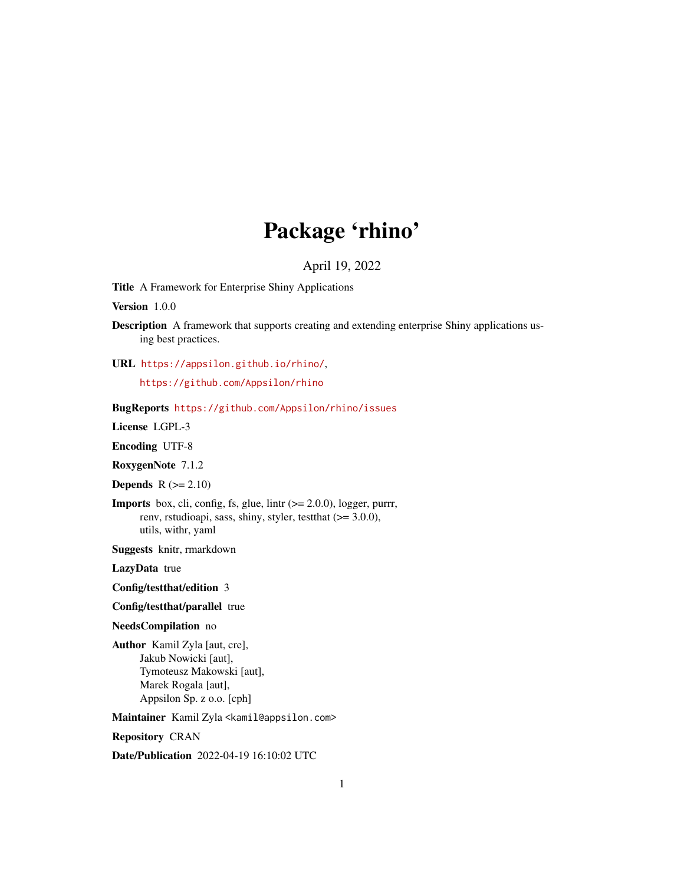# Package 'rhino'

April 19, 2022

**Title** A Framework for Enterprise Shiny Applications

**Version** 1.0.0

**Description** A framework that supports creating and extending enterprise Shiny applications using best practices.

**URL** https://appsilon.github.io/rhino/,
https://github.com/Appsilon/rhino

**BugReports** https://github.com/Appsilon/rhino/issues

**License** LGPL-3

**Encoding** UTF-8

**RoxygenNote** 7.1.2

**Depends** R (>= 2.10)

**Imports** box, cli, config, fs, glue, lintr (>= 2.0.0), logger, purrr, renv, rstudioapi, sass, shiny, styler, testthat (>= 3.0.0), utils, withr, yaml

**Suggests** knitr, rmarkdown

**LazyData** true

**Config/testthat/edition** 3

**Config/testthat/parallel** true

**NeedsCompilation** no

**Author** Kamil Zyla [aut, cre],
Jakub Nowicki [aut],
Tymoteusz Makowski [aut],
Marek Rogala [aut],
Appsilon Sp. z o.o. [cph]

**Maintainer** Kamil Zyla <kamil@appsilon.com>

**Repository** CRAN

**Date/Publication** 2022-04-19 16:10:02 UTC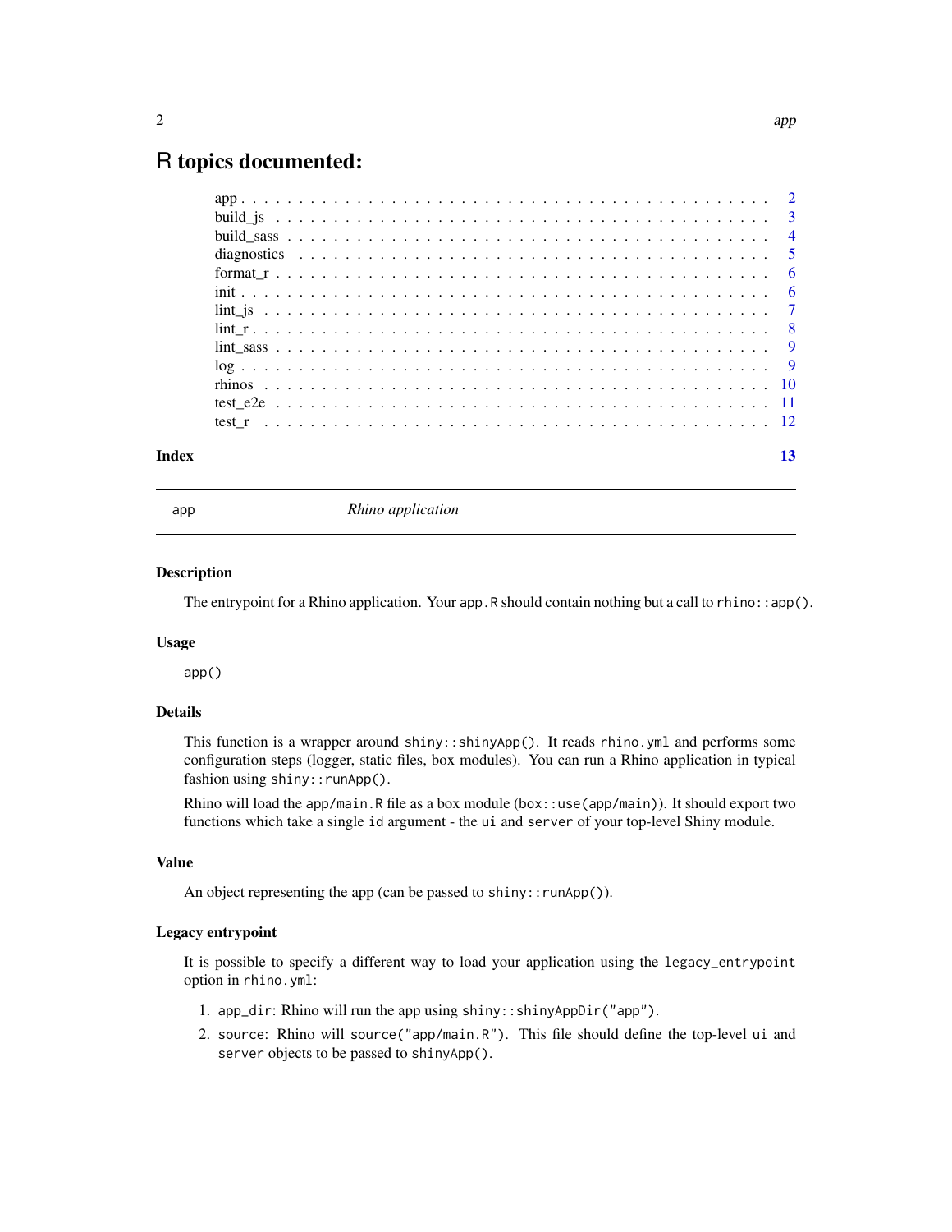# R topics documented:

| | |
|---|---|
| app | 2 |
| build_js | 3 |
| build_sass | 4 |
| diagnostics | 5 |
| format_r | 6 |
| init | 6 |
| lint_js | 7 |
| lint_r | 8 |
| lint_sass | 9 |
| log | 9 |
| rhinos | 10 |
| test_e2e | 11 |
| test_r | 12 |
| **Index** | **13** |

---

app *Rhino application*

---

## Description

The entrypoint for a Rhino application. Your `app.R` should contain nothing but a call to `rhino::app()`.

## Usage

```
app()
```

## Details

This function is a wrapper around `shiny::shinyApp()`. It reads `rhino.yml` and performs some configuration steps (logger, static files, box modules). You can run a Rhino application in typical fashion using `shiny::runApp()`.

Rhino will load the `app/main.R` file as a box module (`box::use(app/main)`). It should export two functions which take a single `id` argument - the `ui` and `server` of your top-level Shiny module.

## Value

An object representing the app (can be passed to `shiny::runApp()`).

## Legacy entrypoint

It is possible to specify a different way to load your application using the `legacy_entrypoint` option in `rhino.yml`:

1. `app_dir`: Rhino will run the app using `shiny::shinyAppDir("app")`.
2. `source`: Rhino will `source("app/main.R")`. This file should define the top-level `ui` and `server` objects to be passed to `shinyApp()`.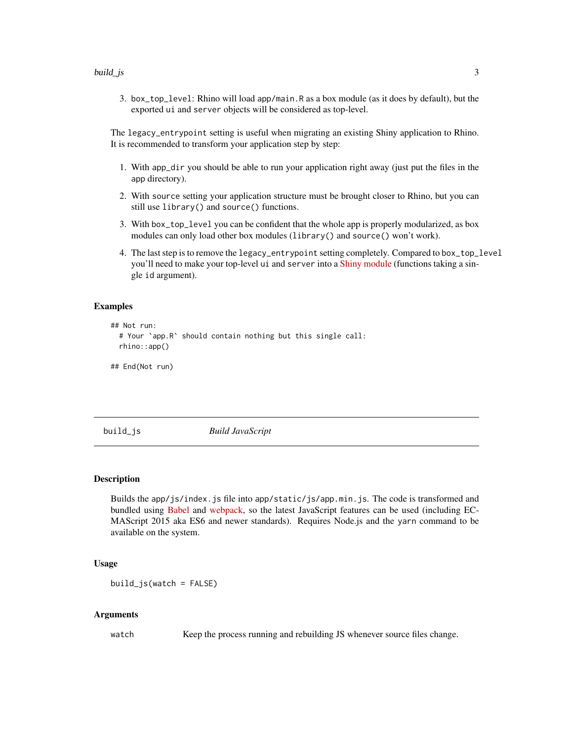3. `box_top_level`: Rhino will load `app/main.R` as a box module (as it does by default), but the exported `ui` and `server` objects will be considered as top-level.

The `legacy_entrypoint` setting is useful when migrating an existing Shiny application to Rhino. It is recommended to transform your application step by step:

1. With `app_dir` you should be able to run your application right away (just put the files in the `app` directory).
2. With `source` setting your application structure must be brought closer to Rhino, but you can still use `library()` and `source()` functions.
3. With `box_top_level` you can be confident that the whole app is properly modularized, as box modules can only load other box modules (`library()` and `source()` won't work).
4. The last step is to remove the `legacy_entrypoint` setting completely. Compared to `box_top_level` you'll need to make your top-level `ui` and `server` into a Shiny module (functions taking a single `id` argument).

### Examples

```
## Not run:
  # Your `app.R` should contain nothing but this single call:
  rhino::app()

## End(Not run)
```

---

## build_js — *Build JavaScript*

### Description

Builds the `app/js/index.js` file into `app/static/js/app.min.js`. The code is transformed and bundled using Babel and webpack, so the latest JavaScript features can be used (including ECMAScript 2015 aka ES6 and newer standards). Requires Node.js and the `yarn` command to be available on the system.

### Usage

```
build_js(watch = FALSE)
```

### Arguments

| | |
|---|---|
| `watch` | Keep the process running and rebuilding JS whenever source files change. |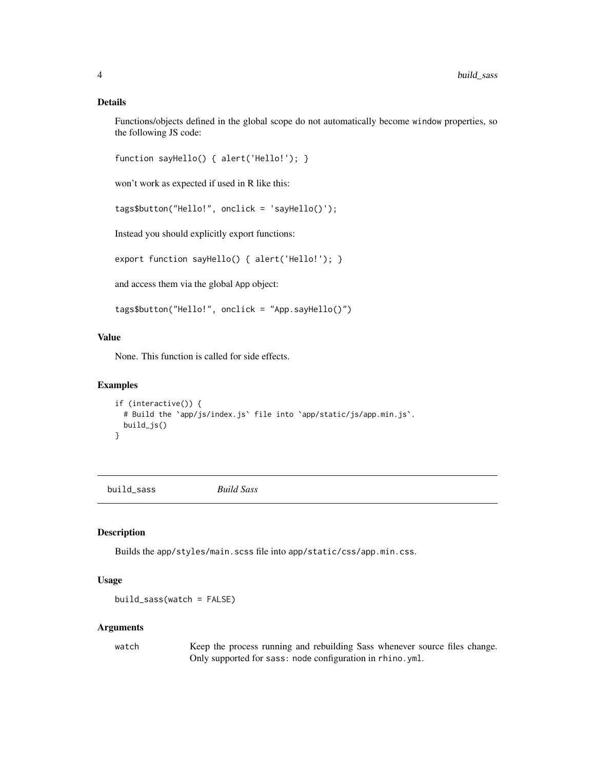### Details

Functions/objects defined in the global scope do not automatically become `window` properties, so the following JS code:

```
function sayHello() { alert('Hello!'); }
```

won't work as expected if used in R like this:

```
tags$button("Hello!", onclick = 'sayHello()');
```

Instead you should explicitly export functions:

```
export function sayHello() { alert('Hello!'); }
```

and access them via the global `App` object:

```
tags$button("Hello!", onclick = "App.sayHello()")
```

### Value

None. This function is called for side effects.

### Examples

```
if (interactive()) {
  # Build the `app/js/index.js` file into `app/static/js/app.min.js`.
  build_js()
}
```

---

## build_sass &nbsp;&nbsp;&nbsp; *Build Sass*

---

### Description

Builds the `app/styles/main.scss` file into `app/static/css/app.min.css`.

### Usage

```
build_sass(watch = FALSE)
```

### Arguments

| | |
|---|---|
| `watch` | Keep the process running and rebuilding Sass whenever source files change. Only supported for `sass: node` configuration in `rhino.yml`. |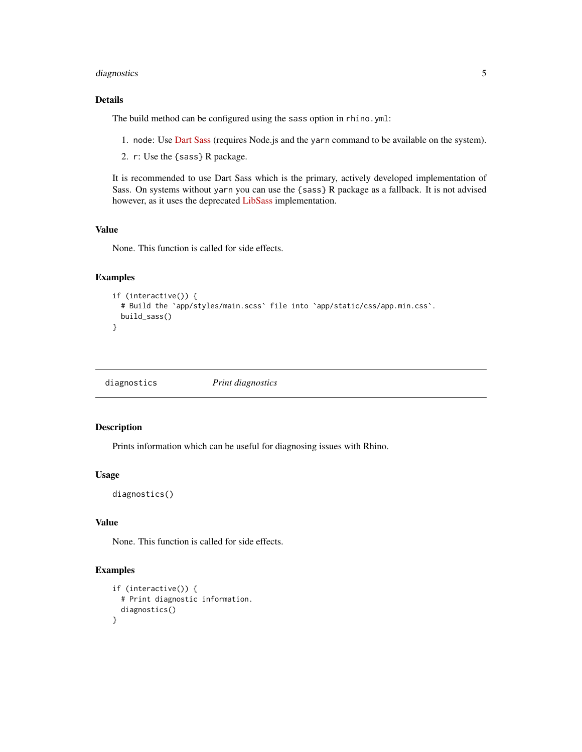### Details

The build method can be configured using the `sass` option in `rhino.yml`:

1. `node`: Use Dart Sass (requires Node.js and the `yarn` command to be available on the system).
2. `r`: Use the `{sass}` R package.

It is recommended to use Dart Sass which is the primary, actively developed implementation of Sass. On systems without `yarn` you can use the `{sass}` R package as a fallback. It is not advised however, as it uses the deprecated LibSass implementation.

### Value

None. This function is called for side effects.

### Examples

```
if (interactive()) {
  # Build the `app/styles/main.scss` file into `app/static/css/app.min.css`.
  build_sass()
}
```

---

## diagnostics — *Print diagnostics*

### Description

Prints information which can be useful for diagnosing issues with Rhino.

### Usage

```
diagnostics()
```

### Value

None. This function is called for side effects.

### Examples

```
if (interactive()) {
  # Print diagnostic information.
  diagnostics()
}
```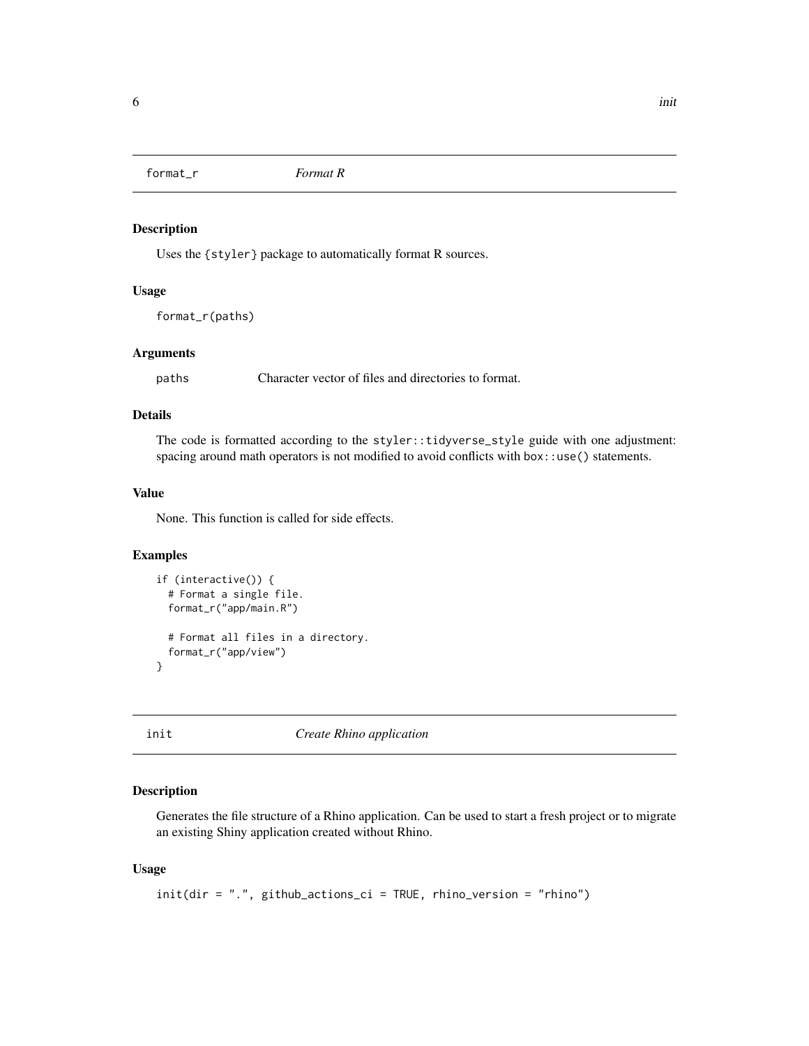## format_r — *Format R*

### Description

Uses the {styler} package to automatically format R sources.

### Usage

```
format_r(paths)
```

### Arguments

| | |
|---|---|
| paths | Character vector of files and directories to format. |

### Details

The code is formatted according to the `styler::tidyverse_style` guide with one adjustment: spacing around math operators is not modified to avoid conflicts with `box::use()` statements.

### Value

None. This function is called for side effects.

### Examples

```
if (interactive()) {
  # Format a single file.
  format_r("app/main.R")

  # Format all files in a directory.
  format_r("app/view")
}
```

## init — *Create Rhino application*

### Description

Generates the file structure of a Rhino application. Can be used to start a fresh project or to migrate an existing Shiny application created without Rhino.

### Usage

```
init(dir = ".", github_actions_ci = TRUE, rhino_version = "rhino")
```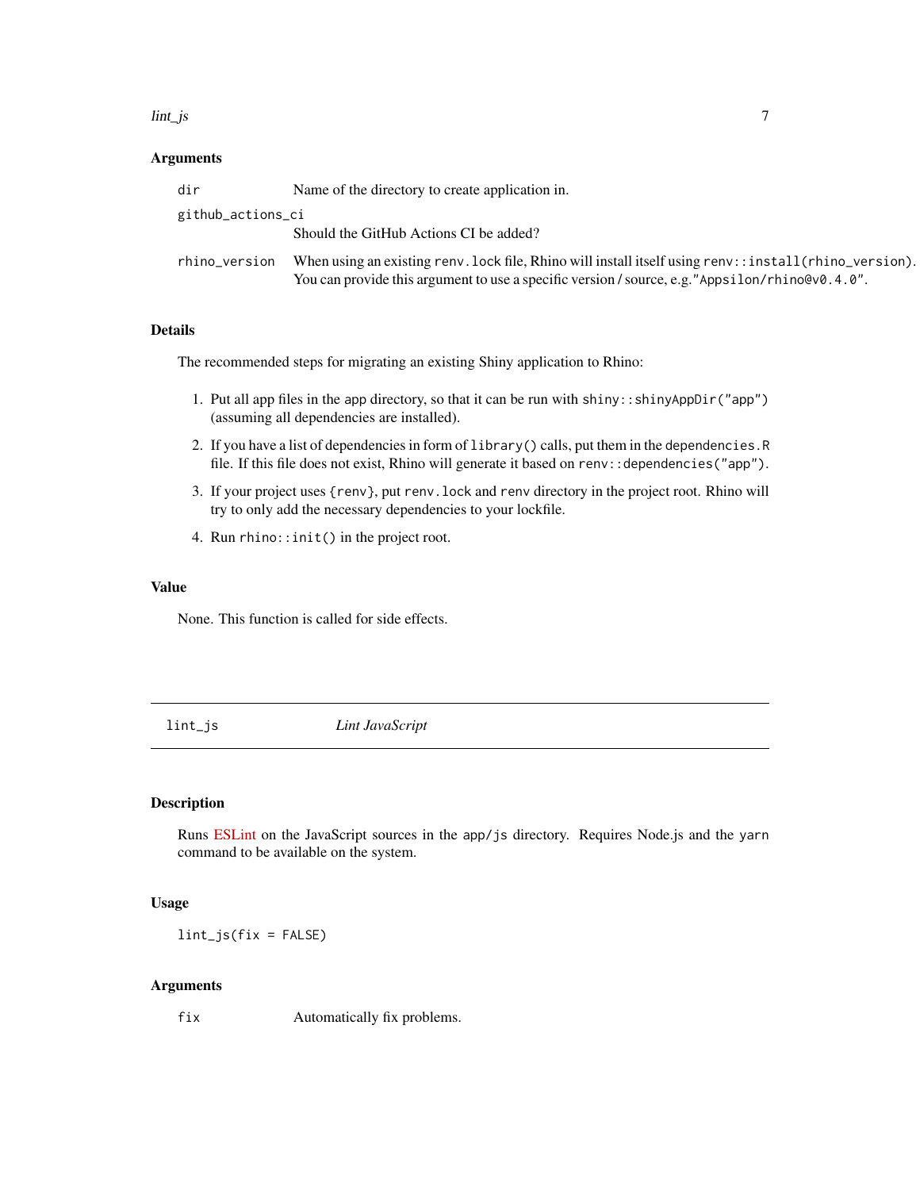### Arguments

| | |
|---|---|
| `dir` | Name of the directory to create application in. |
| `github_actions_ci` | Should the GitHub Actions CI be added? |
| `rhino_version` | When using an existing `renv.lock` file, Rhino will install itself using `renv::install(rhino_version)`. You can provide this argument to use a specific version / source, e.g. `"Appsilon/rhino@v0.4.0"`. |

### Details

The recommended steps for migrating an existing Shiny application to Rhino:

1. Put all app files in the `app` directory, so that it can be run with `shiny::shinyAppDir("app")` (assuming all dependencies are installed).
2. If you have a list of dependencies in form of `library()` calls, put them in the `dependencies.R` file. If this file does not exist, Rhino will generate it based on `renv::dependencies("app")`.
3. If your project uses `{renv}`, put `renv.lock` and `renv` directory in the project root. Rhino will try to only add the necessary dependencies to your lockfile.
4. Run `rhino::init()` in the project root.

### Value

None. This function is called for side effects.

---

## `lint_js` *Lint JavaScript*

---

### Description

Runs ESLint on the JavaScript sources in the `app/js` directory. Requires Node.js and the `yarn` command to be available on the system.

### Usage

```
lint_js(fix = FALSE)
```

### Arguments

| | |
|---|---|
| `fix` | Automatically fix problems. |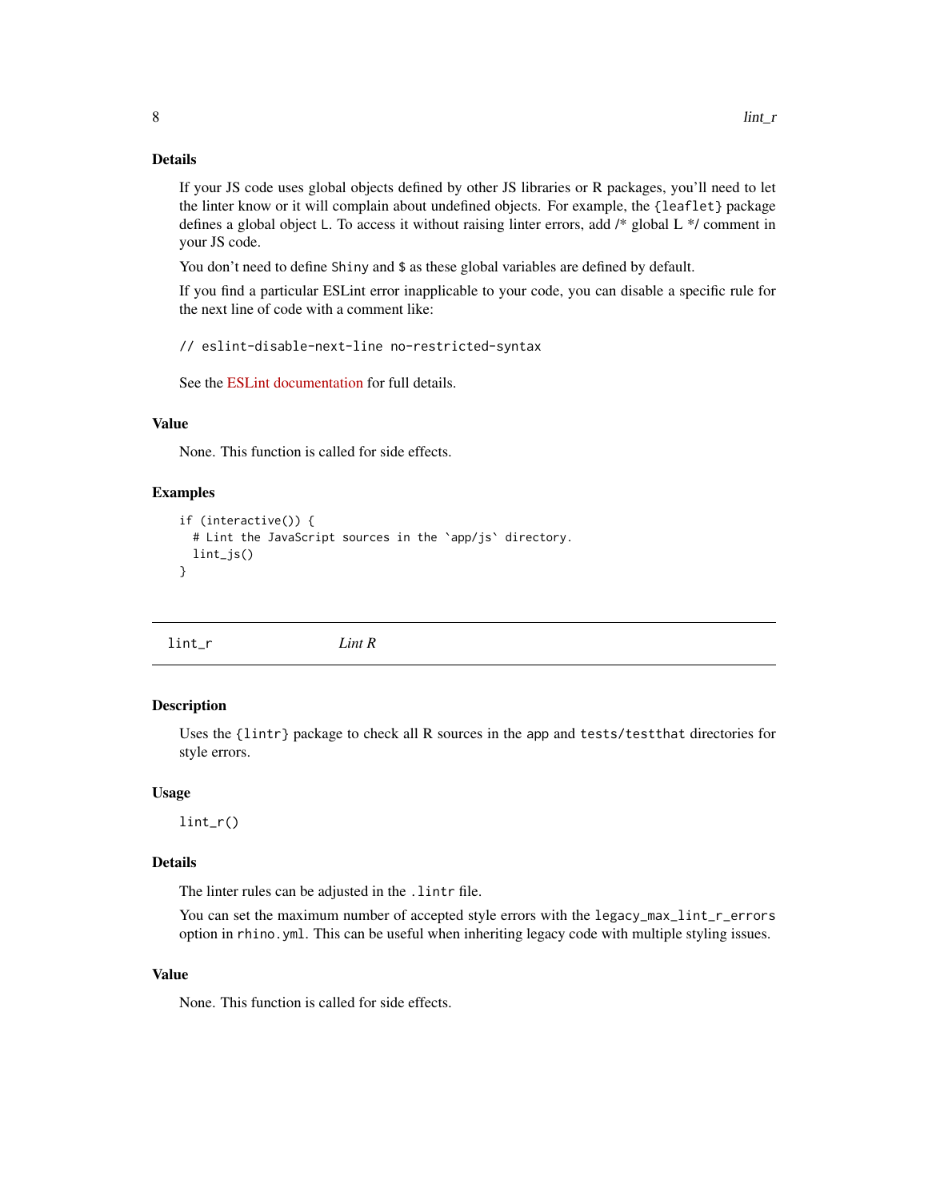### Details

If your JS code uses global objects defined by other JS libraries or R packages, you'll need to let the linter know or it will complain about undefined objects. For example, the `{leaflet}` package defines a global object `L`. To access it without raising linter errors, add /* global L */ comment in your JS code.

You don't need to define `Shiny` and `$` as these global variables are defined by default.

If you find a particular ESLint error inapplicable to your code, you can disable a specific rule for the next line of code with a comment like:

```
// eslint-disable-next-line no-restricted-syntax
```

See the ESLint documentation for full details.

### Value

None. This function is called for side effects.

### Examples

```
if (interactive()) {
  # Lint the JavaScript sources in the `app/js` directory.
  lint_js()
}
```

---

## lint_r — *Lint R*

### Description

Uses the `{lintr}` package to check all R sources in the `app` and `tests/testthat` directories for style errors.

### Usage

```
lint_r()
```

### Details

The linter rules can be adjusted in the `.lintr` file.

You can set the maximum number of accepted style errors with the `legacy_max_lint_r_errors` option in `rhino.yml`. This can be useful when inheriting legacy code with multiple styling issues.

### Value

None. This function is called for side effects.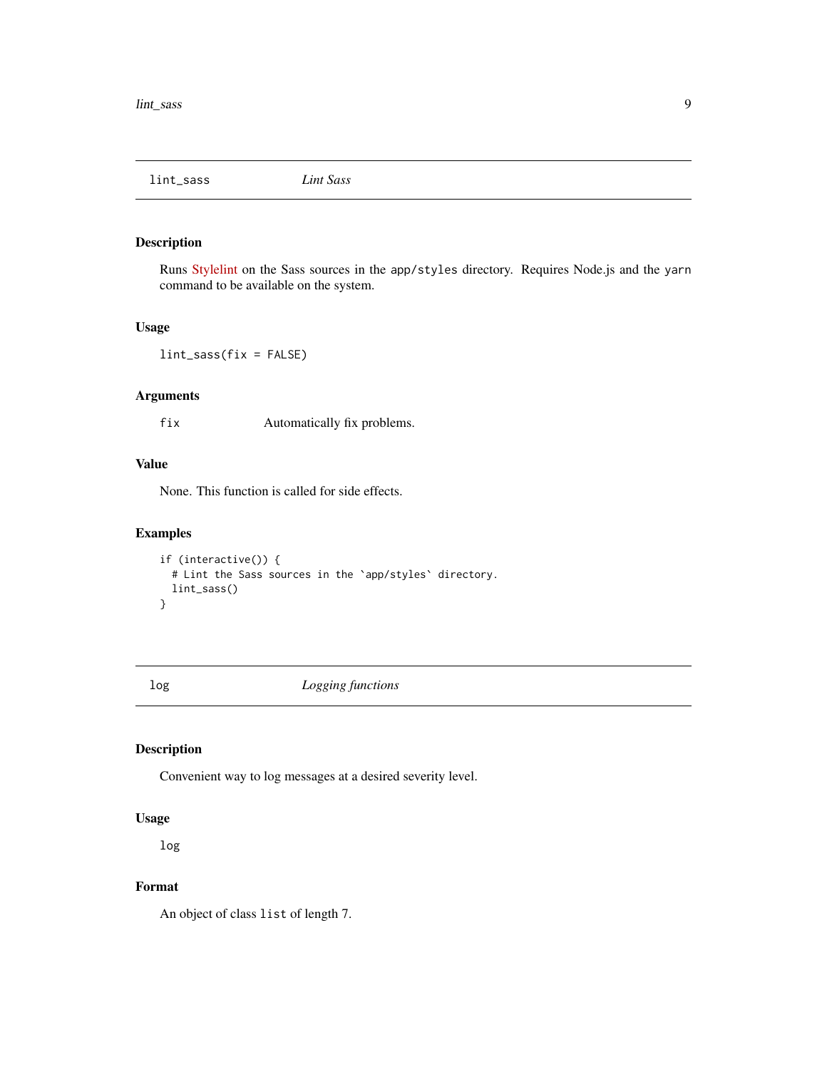## lint_sass *Lint Sass*

### Description

Runs Stylelint on the Sass sources in the `app/styles` directory. Requires Node.js and the `yarn` command to be available on the system.

### Usage

```
lint_sass(fix = FALSE)
```

### Arguments

| | |
|---|---|
| `fix` | Automatically fix problems. |

### Value

None. This function is called for side effects.

### Examples

```
if (interactive()) {
  # Lint the Sass sources in the `app/styles` directory.
  lint_sass()
}
```

## log *Logging functions*

### Description

Convenient way to log messages at a desired severity level.

### Usage

```
log
```

### Format

An object of class `list` of length 7.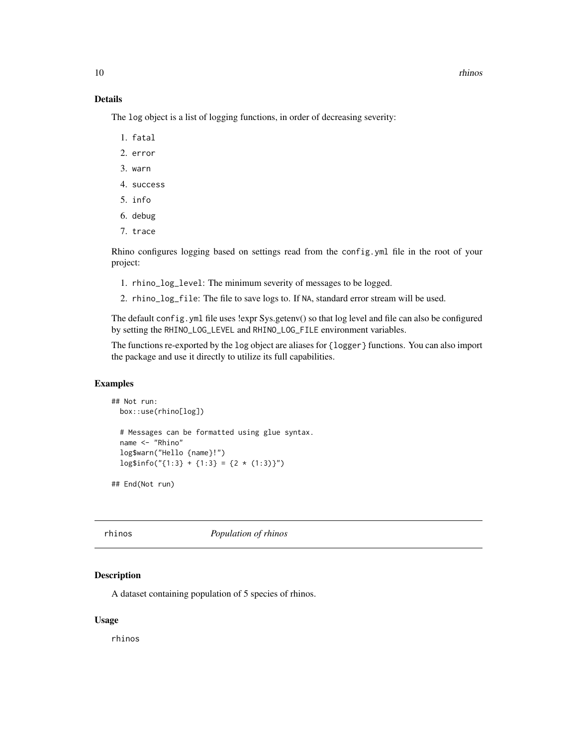### Details

The `log` object is a list of logging functions, in order of decreasing severity:

1. `fatal`
2. `error`
3. `warn`
4. `success`
5. `info`
6. `debug`
7. `trace`

Rhino configures logging based on settings read from the `config.yml` file in the root of your project:

1. `rhino_log_level`: The minimum severity of messages to be logged.
2. `rhino_log_file`: The file to save logs to. If `NA`, standard error stream will be used.

The default `config.yml` file uses !expr Sys.getenv() so that log level and file can also be configured by setting the `RHINO_LOG_LEVEL` and `RHINO_LOG_FILE` environment variables.

The functions re-exported by the `log` object are aliases for `{logger}` functions. You can also import the package and use it directly to utilize its full capabilities.

### Examples

```
## Not run:
  box::use(rhino[log])

  # Messages can be formatted using glue syntax.
  name <- "Rhino"
  log$warn("Hello {name}!")
  log$info("{1:3} + {1:3} = {2 * (1:3)}")

## End(Not run)
```

---

## rhinos — *Population of rhinos*

### Description

A dataset containing population of 5 species of rhinos.

### Usage

```
rhinos
```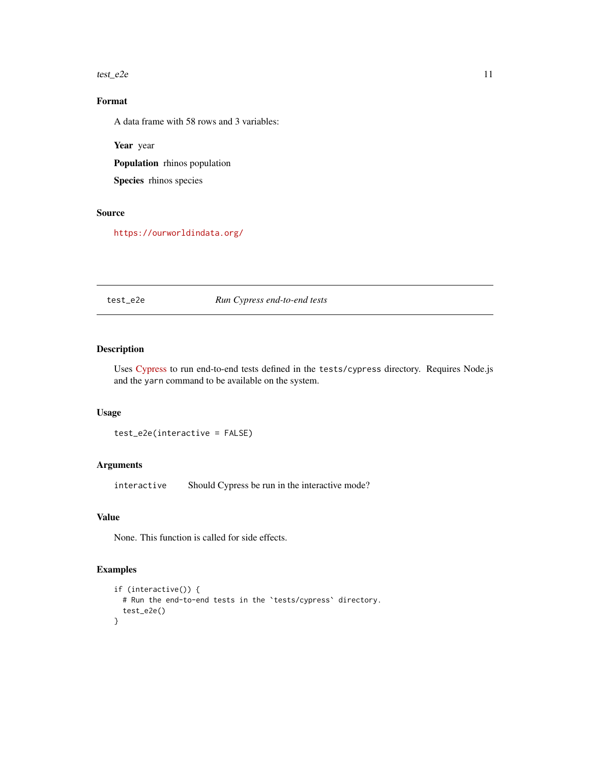## Format

A data frame with 58 rows and 3 variables:

**Year** year

**Population** rhinos population

**Species** rhinos species

## Source

https://ourworldindata.org/

---

# test_e2e *Run Cypress end-to-end tests*

## Description

Uses Cypress to run end-to-end tests defined in the `tests/cypress` directory. Requires Node.js and the `yarn` command to be available on the system.

## Usage

```
test_e2e(interactive = FALSE)
```

## Arguments

| | |
|---|---|
| `interactive` | Should Cypress be run in the interactive mode? |

## Value

None. This function is called for side effects.

## Examples

```
if (interactive()) {
  # Run the end-to-end tests in the `tests/cypress` directory.
  test_e2e()
}
```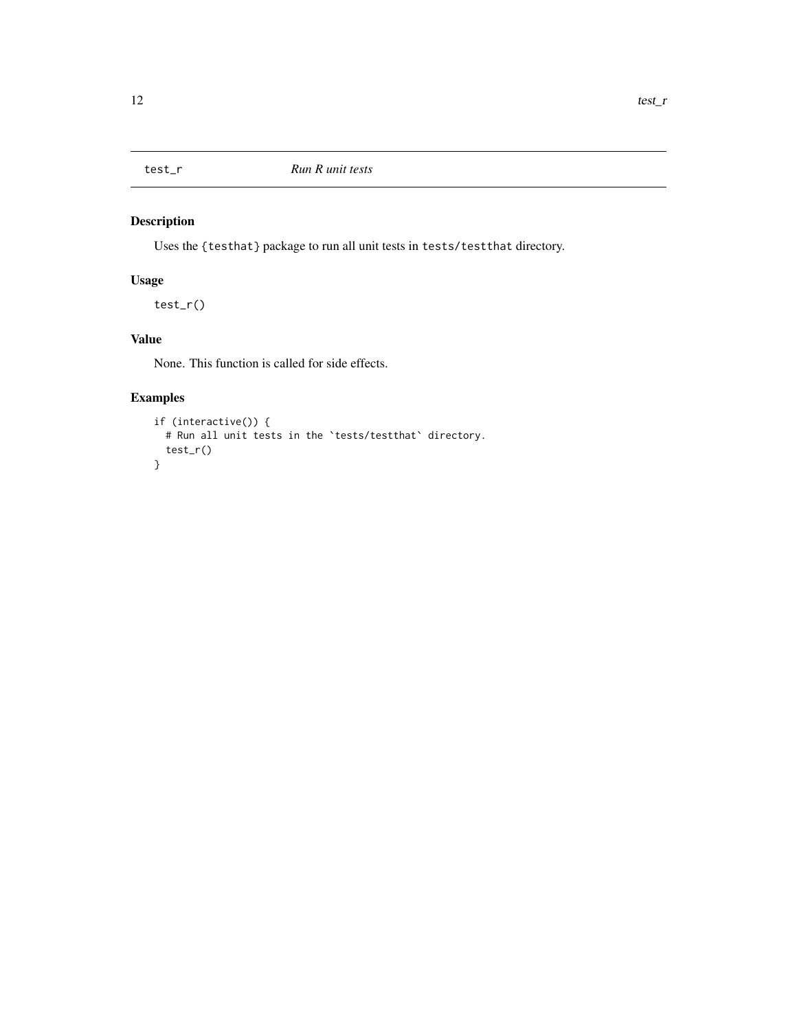## test_r — *Run R unit tests*

### Description

Uses the `{testthat}` package to run all unit tests in `tests/testthat` directory.

### Usage

```
test_r()
```

### Value

None. This function is called for side effects.

### Examples

```
if (interactive()) {
  # Run all unit tests in the `tests/testthat` directory.
  test_r()
}
```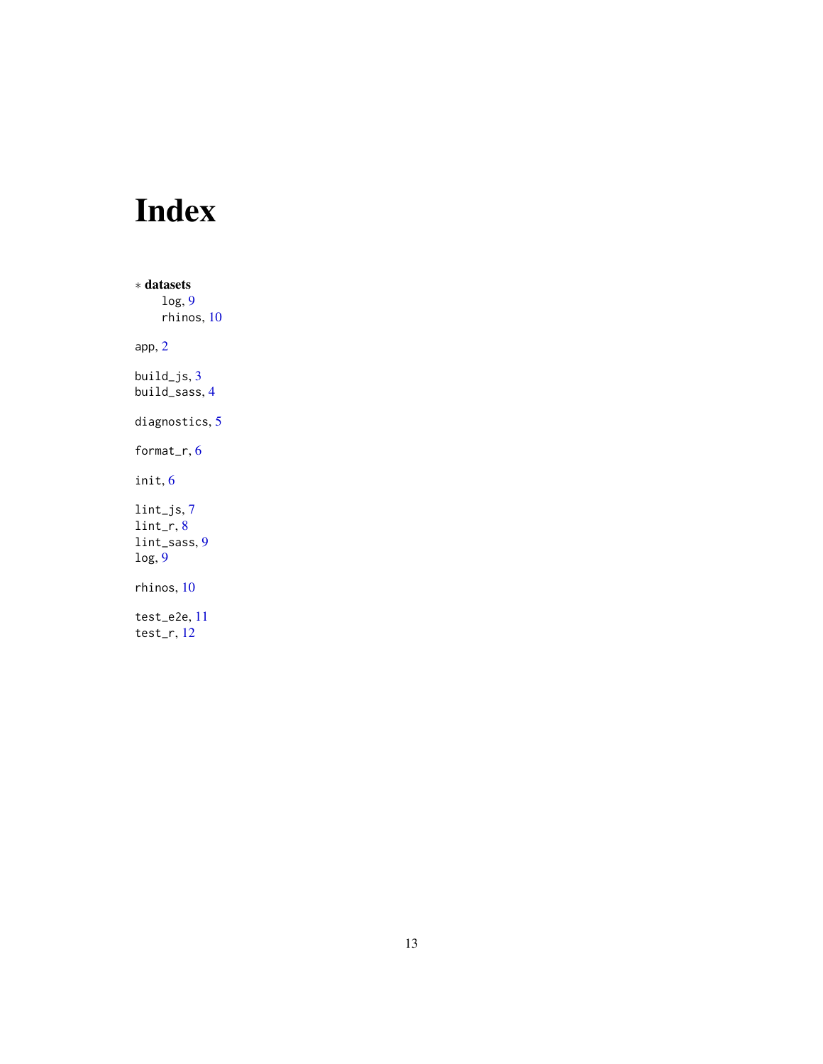# Index

∗ **datasets**
- log, 9
- rhinos, 10

app, 2

build_js, 3
build_sass, 4

diagnostics, 5

format_r, 6

init, 6

lint_js, 7
lint_r, 8
lint_sass, 9
log, 9

rhinos, 10

test_e2e, 11
test_r, 12